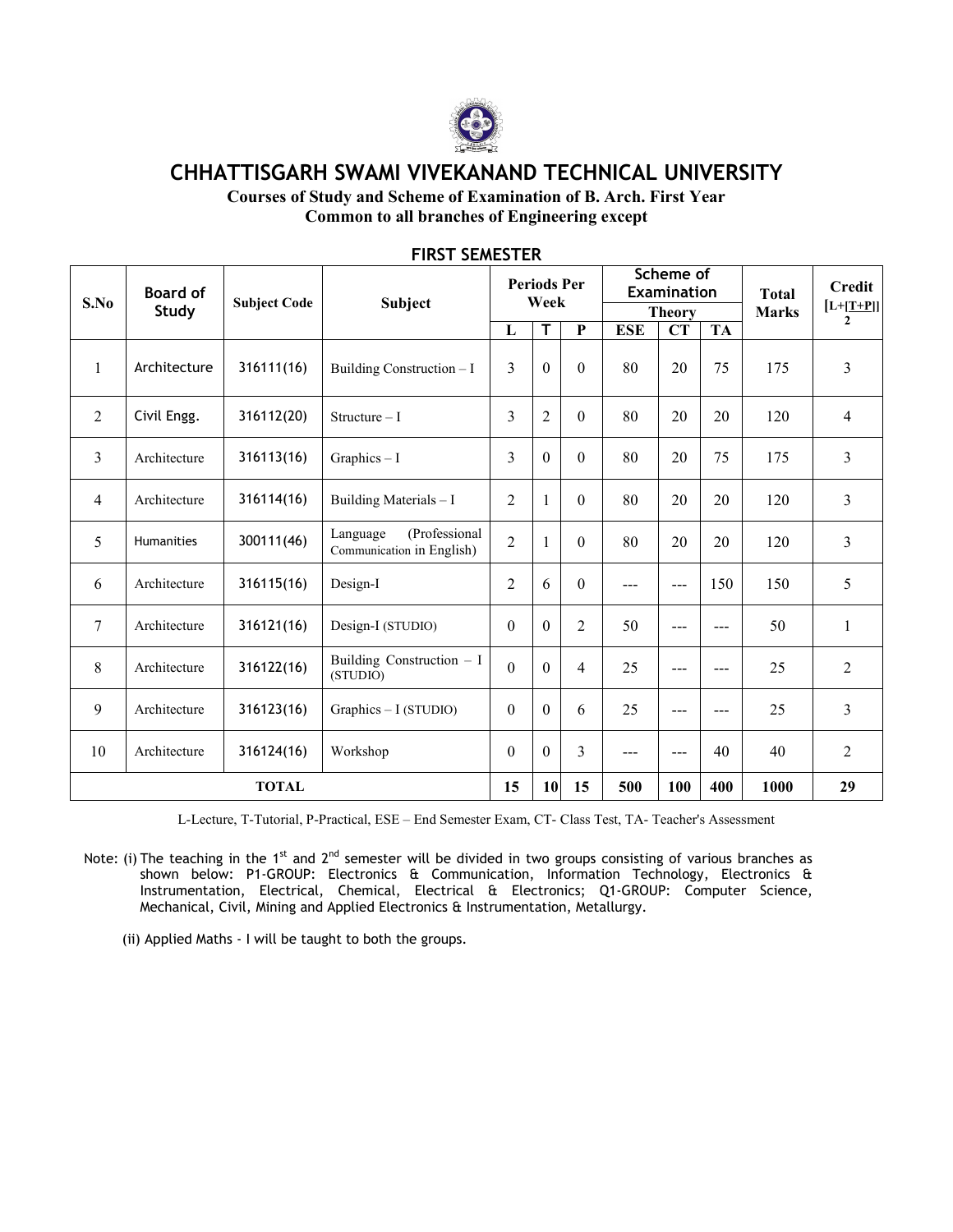# CHHATTISGARH SWAMI VIVEKANAND TECHNICAL UNIVERSITY

**Courses of Study and Scheme of Examination of B. Arch. First Year**
**Common to all branches of Engineering except**

## FIRST SEMESTER

| S.No | Board of Study | Subject Code | Subject | Periods Per Week | | | Scheme of Examination Theory | | | Total Marks | Credit [L+[T+P]] 2 |
|---|---|---|---|---|---|---|---|---|---|---|---|
| | | | | L | T | P | ESE | CT | TA | | |
| 1 | Architecture | 316111(16) | Building Construction – I | 3 | 0 | 0 | 80 | 20 | 75 | 175 | 3 |
| 2 | Civil Engg. | 316112(20) | Structure – I | 3 | 2 | 0 | 80 | 20 | 20 | 120 | 4 |
| 3 | Architecture | 316113(16) | Graphics – I | 3 | 0 | 0 | 80 | 20 | 75 | 175 | 3 |
| 4 | Architecture | 316114(16) | Building Materials – I | 2 | 1 | 0 | 80 | 20 | 20 | 120 | 3 |
| 5 | Humanities | 300111(46) | Language (Professional Communication in English) | 2 | 1 | 0 | 80 | 20 | 20 | 120 | 3 |
| 6 | Architecture | 316115(16) | Design-I | 2 | 6 | 0 | --- | --- | 150 | 150 | 5 |
| 7 | Architecture | 316121(16) | Design-I (STUDIO) | 0 | 0 | 2 | 50 | --- | --- | 50 | 1 |
| 8 | Architecture | 316122(16) | Building Construction – I (STUDIO) | 0 | 0 | 4 | 25 | --- | --- | 25 | 2 |
| 9 | Architecture | 316123(16) | Graphics – I (STUDIO) | 0 | 0 | 6 | 25 | --- | --- | 25 | 3 |
| 10 | Architecture | 316124(16) | Workshop | 0 | 0 | 3 | --- | --- | 40 | 40 | 2 |
| **TOTAL** | | | | **15** | **10** | **15** | **500** | **100** | **400** | **1000** | **29** |

L-Lecture, T-Tutorial, P-Practical, ESE – End Semester Exam, CT- Class Test, TA- Teacher's Assessment

Note: (i) The teaching in the 1st and 2nd semester will be divided in two groups consisting of various branches as shown below: P1-GROUP: Electronics & Communication, Information Technology, Electronics & Instrumentation, Electrical, Chemical, Electrical & Electronics; Q1-GROUP: Computer Science, Mechanical, Civil, Mining and Applied Electronics & Instrumentation, Metallurgy.

(ii) Applied Maths - I will be taught to both the groups.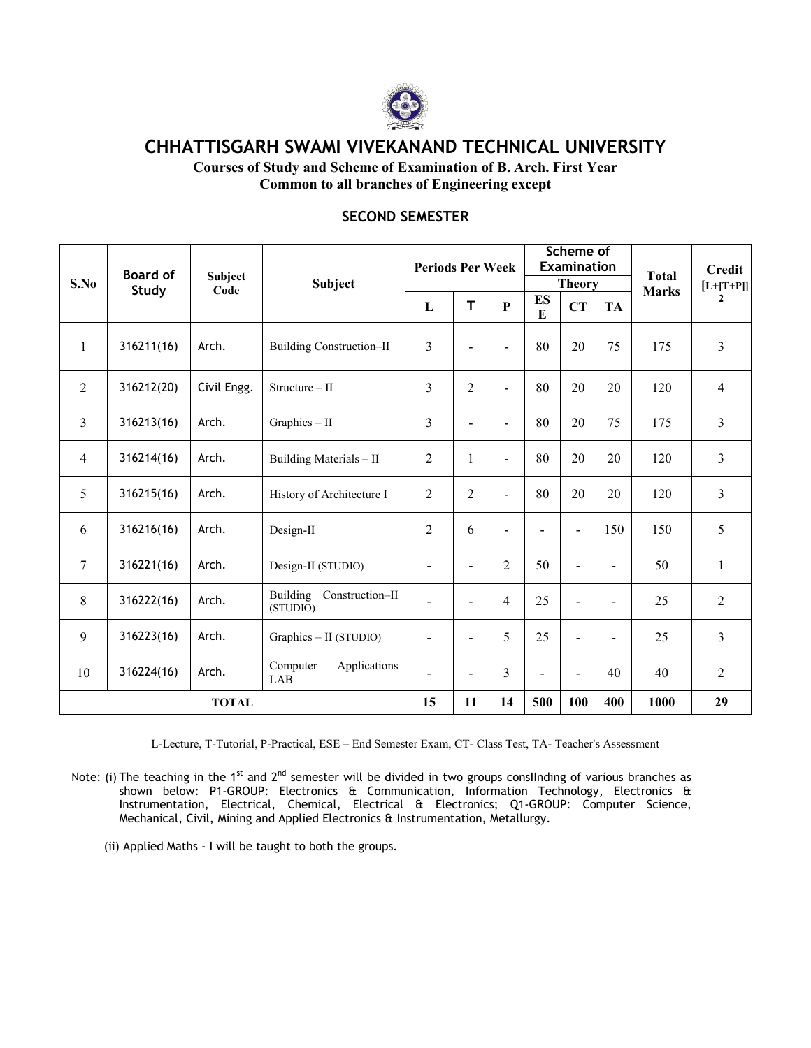# CHHATTISGARH SWAMI VIVEKANAND TECHNICAL UNIVERSITY

**Courses of Study and Scheme of Examination of B. Arch. First Year**
**Common to all branches of Engineering except**

## SECOND SEMESTER

| S.No | Board of Study | Subject Code | Subject | Periods Per Week | | | Scheme of Examination Theory | | | Total Marks | Credit [L+[T+P]] 2 |
|---|---|---|---|---|---|---|---|---|---|---|---|
| | | | | L | T | P | ESE | CT | TA | | |
| 1 | 316211(16) | Arch. | Building Construction–II | 3 | - | - | 80 | 20 | 75 | 175 | 3 |
| 2 | 316212(20) | Civil Engg. | Structure – II | 3 | 2 | - | 80 | 20 | 20 | 120 | 4 |
| 3 | 316213(16) | Arch. | Graphics – II | 3 | - | - | 80 | 20 | 75 | 175 | 3 |
| 4 | 316214(16) | Arch. | Building Materials – II | 2 | 1 | - | 80 | 20 | 20 | 120 | 3 |
| 5 | 316215(16) | Arch. | History of Architecture I | 2 | 2 | - | 80 | 20 | 20 | 120 | 3 |
| 6 | 316216(16) | Arch. | Design-II | 2 | 6 | - | - | - | 150 | 150 | 5 |
| 7 | 316221(16) | Arch. | Design-II (STUDIO) | - | - | 2 | 50 | - | - | 50 | 1 |
| 8 | 316222(16) | Arch. | Building Construction–II (STUDIO) | - | - | 4 | 25 | - | - | 25 | 2 |
| 9 | 316223(16) | Arch. | Graphics – II (STUDIO) | - | - | 5 | 25 | - | - | 25 | 3 |
| 10 | 316224(16) | Arch. | Computer Applications LAB | - | - | 3 | - | - | 40 | 40 | 2 |
| **TOTAL** | | | | **15** | **11** | **14** | **500** | **100** | **400** | **1000** | **29** |

L-Lecture, T-Tutorial, P-Practical, ESE – End Semester Exam, CT- Class Test, TA- Teacher's Assessment

Note: (i) The teaching in the 1st and 2nd semester will be divided in two groups consIInding of various branches as shown below: P1-GROUP: Electronics & Communication, Information Technology, Electronics & Instrumentation, Electrical, Chemical, Electrical & Electronics; Q1-GROUP: Computer Science, Mechanical, Civil, Mining and Applied Electronics & Instrumentation, Metallurgy.

(ii) Applied Maths - I will be taught to both the groups.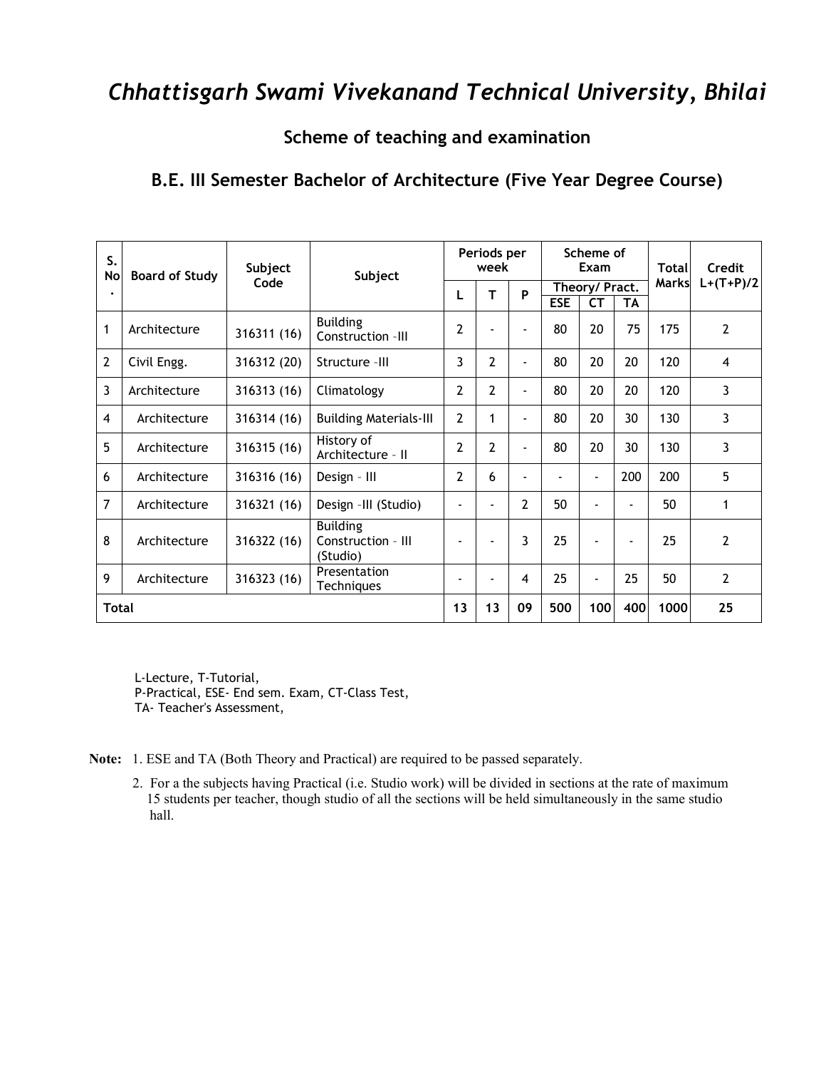# *Chhattisgarh Swami Vivekanand Technical University, Bhilai*

## Scheme of teaching and examination

## B.E. III Semester Bachelor of Architecture (Five Year Degree Course)

| S. No. | Board of Study | Subject Code | Subject | Periods per week | | | Scheme of Exam | | | Total Marks | Credit L+(T+P)/2 |
|---|---|---|---|---|---|---|---|---|---|---|---|
| | | | | | | | Theory/ Pract. | | | | |
| | | | | L | T | P | ESE | CT | TA | | |
| 1 | Architecture | 316311 (16) | Building Construction –III | 2 | - | - | 80 | 20 | 75 | 175 | 2 |
| 2 | Civil Engg. | 316312 (20) | Structure –III | 3 | 2 | - | 80 | 20 | 20 | 120 | 4 |
| 3 | Architecture | 316313 (16) | Climatology | 2 | 2 | - | 80 | 20 | 20 | 120 | 3 |
| 4 | Architecture | 316314 (16) | Building Materials-III | 2 | 1 | - | 80 | 20 | 30 | 130 | 3 |
| 5 | Architecture | 316315 (16) | History of Architecture – II | 2 | 2 | - | 80 | 20 | 30 | 130 | 3 |
| 6 | Architecture | 316316 (16) | Design – III | 2 | 6 | - | - | - | 200 | 200 | 5 |
| 7 | Architecture | 316321 (16) | Design –III (Studio) | - | - | 2 | 50 | - | - | 50 | 1 |
| 8 | Architecture | 316322 (16) | Building Construction – III (Studio) | - | - | 3 | 25 | - | - | 25 | 2 |
| 9 | Architecture | 316323 (16) | Presentation Techniques | - | - | 4 | 25 | - | 25 | 50 | 2 |
| **Total** | | | | **13** | **13** | **09** | **500** | **100** | **400** | **1000** | **25** |

L-Lecture, T-Tutorial,
P-Practical, ESE- End sem. Exam, CT-Class Test,
TA- Teacher's Assessment,

**Note:** 1. ESE and TA (Both Theory and Practical) are required to be passed separately.

2. For a the subjects having Practical (i.e. Studio work) will be divided in sections at the rate of maximum 15 students per teacher, though studio of all the sections will be held simultaneously in the same studio hall.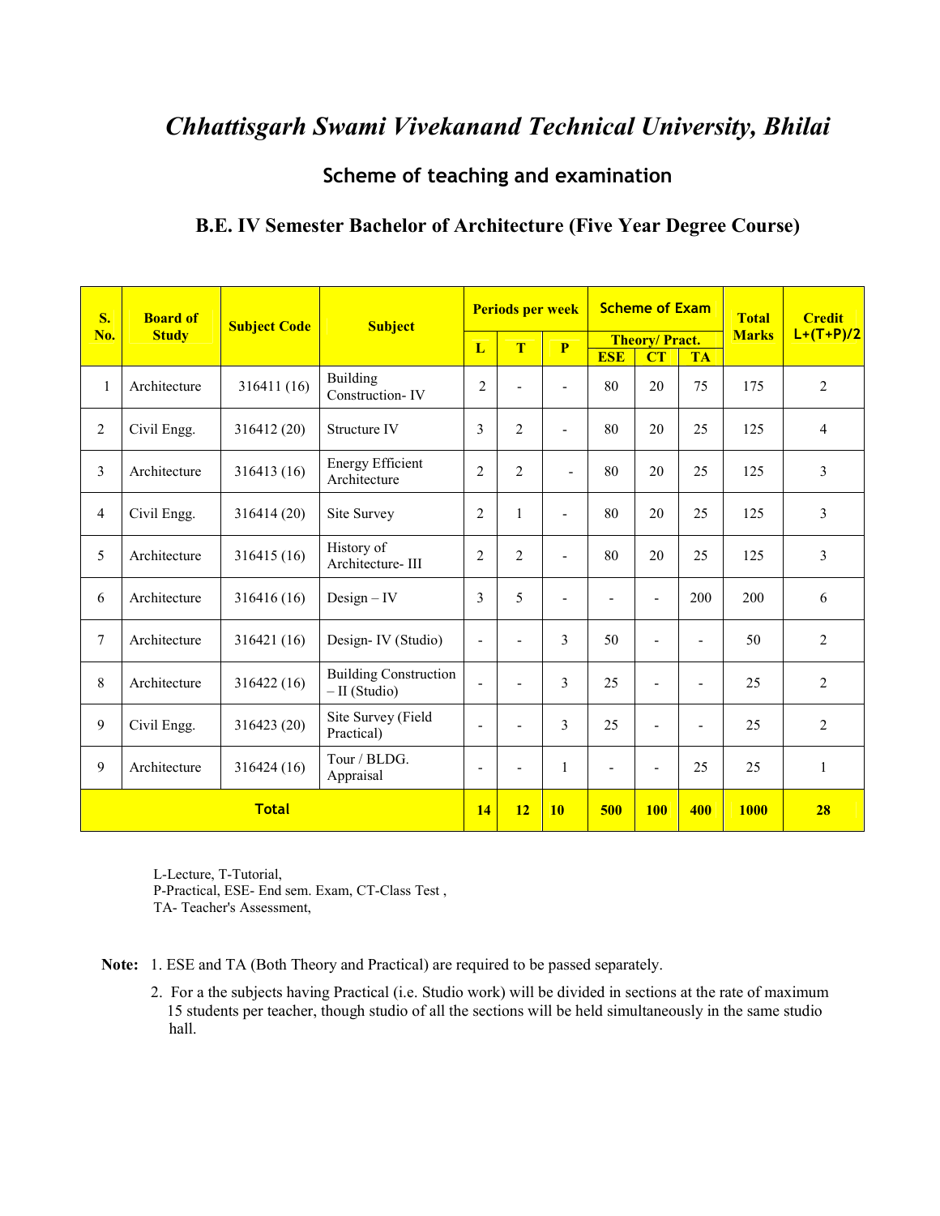# *Chhattisgarh Swami Vivekanand Technical University, Bhilai*

## Scheme of teaching and examination

### B.E. IV Semester Bachelor of Architecture (Five Year Degree Course)

| S. No. | Board of Study | Subject Code | Subject | Periods per week | | | Scheme of Exam | | | Total Marks | Credit L+(T+P)/2 |
|---|---|---|---|---|---|---|---|---|---|---|---|
| | | | | L | T | P | Theory/ Pract. | | | | |
| | | | | | | | ESE | CT | TA | | |
| 1 | Architecture | 316411 (16) | Building Construction- IV | 2 | - | - | 80 | 20 | 75 | 175 | 2 |
| 2 | Civil Engg. | 316412 (20) | Structure IV | 3 | 2 | - | 80 | 20 | 25 | 125 | 4 |
| 3 | Architecture | 316413 (16) | Energy Efficient Architecture | 2 | 2 | - | 80 | 20 | 25 | 125 | 3 |
| 4 | Civil Engg. | 316414 (20) | Site Survey | 2 | 1 | - | 80 | 20 | 25 | 125 | 3 |
| 5 | Architecture | 316415 (16) | History of Architecture- III | 2 | 2 | - | 80 | 20 | 25 | 125 | 3 |
| 6 | Architecture | 316416 (16) | Design – IV | 3 | 5 | - | - | - | 200 | 200 | 6 |
| 7 | Architecture | 316421 (16) | Design- IV (Studio) | - | - | 3 | 50 | - | - | 50 | 2 |
| 8 | Architecture | 316422 (16) | Building Construction – II (Studio) | - | - | 3 | 25 | - | - | 25 | 2 |
| 9 | Civil Engg. | 316423 (20) | Site Survey (Field Practical) | - | - | 3 | 25 | - | - | 25 | 2 |
| 9 | Architecture | 316424 (16) | Tour / BLDG. Appraisal | - | - | 1 | - | - | 25 | 25 | 1 |
| **Total** | | | | **14** | **12** | **10** | **500** | **100** | **400** | **1000** | **28** |

L-Lecture, T-Tutorial,
P-Practical, ESE- End sem. Exam, CT-Class Test ,
TA- Teacher's Assessment,

**Note:** 1. ESE and TA (Both Theory and Practical) are required to be passed separately.

2. For a the subjects having Practical (i.e. Studio work) will be divided in sections at the rate of maximum 15 students per teacher, though studio of all the sections will be held simultaneously in the same studio hall.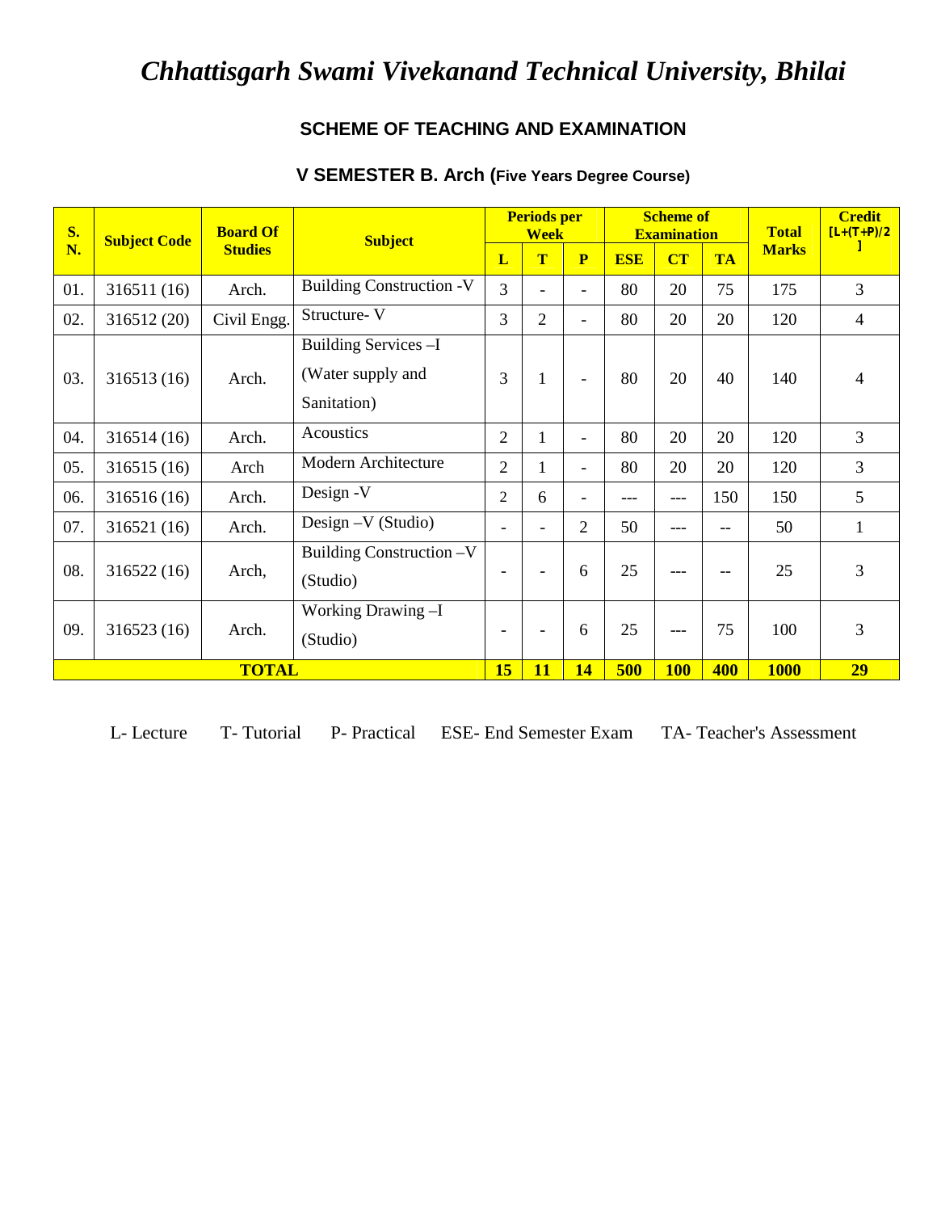# *Chhattisgarh Swami Vivekanand Technical University, Bhilai*

## SCHEME OF TEACHING AND EXAMINATION

### V SEMESTER B. Arch (Five Years Degree Course)

| S. N. | Subject Code | Board Of Studies | Subject | Periods per Week | | | Scheme of Examination | | | Total Marks | Credit [L+(T+P)/2] |
|---|---|---|---|---|---|---|---|---|---|---|---|
| | | | | L | T | P | ESE | CT | TA | | |
| 01. | 316511 (16) | Arch. | Building Construction -V | 3 | - | - | 80 | 20 | 75 | 175 | 3 |
| 02. | 316512 (20) | Civil Engg. | Structure- V | 3 | 2 | - | 80 | 20 | 20 | 120 | 4 |
| 03. | 316513 (16) | Arch. | Building Services –I (Water supply and Sanitation) | 3 | 1 | - | 80 | 20 | 40 | 140 | 4 |
| 04. | 316514 (16) | Arch. | Acoustics | 2 | 1 | - | 80 | 20 | 20 | 120 | 3 |
| 05. | 316515 (16) | Arch | Modern Architecture | 2 | 1 | - | 80 | 20 | 20 | 120 | 3 |
| 06. | 316516 (16) | Arch. | Design -V | 2 | 6 | - | --- | --- | 150 | 150 | 5 |
| 07. | 316521 (16) | Arch. | Design –V (Studio) | - | - | 2 | 50 | --- | -- | 50 | 1 |
| 08. | 316522 (16) | Arch, | Building Construction –V (Studio) | - | - | 6 | 25 | --- | -- | 25 | 3 |
| 09. | 316523 (16) | Arch. | Working Drawing –I (Studio) | - | - | 6 | 25 | --- | 75 | 100 | 3 |
| **TOTAL** | | | | **15** | **11** | **14** | **500** | **100** | **400** | **1000** | **29** |

L- Lecture T- Tutorial P- Practical ESE- End Semester Exam TA- Teacher's Assessment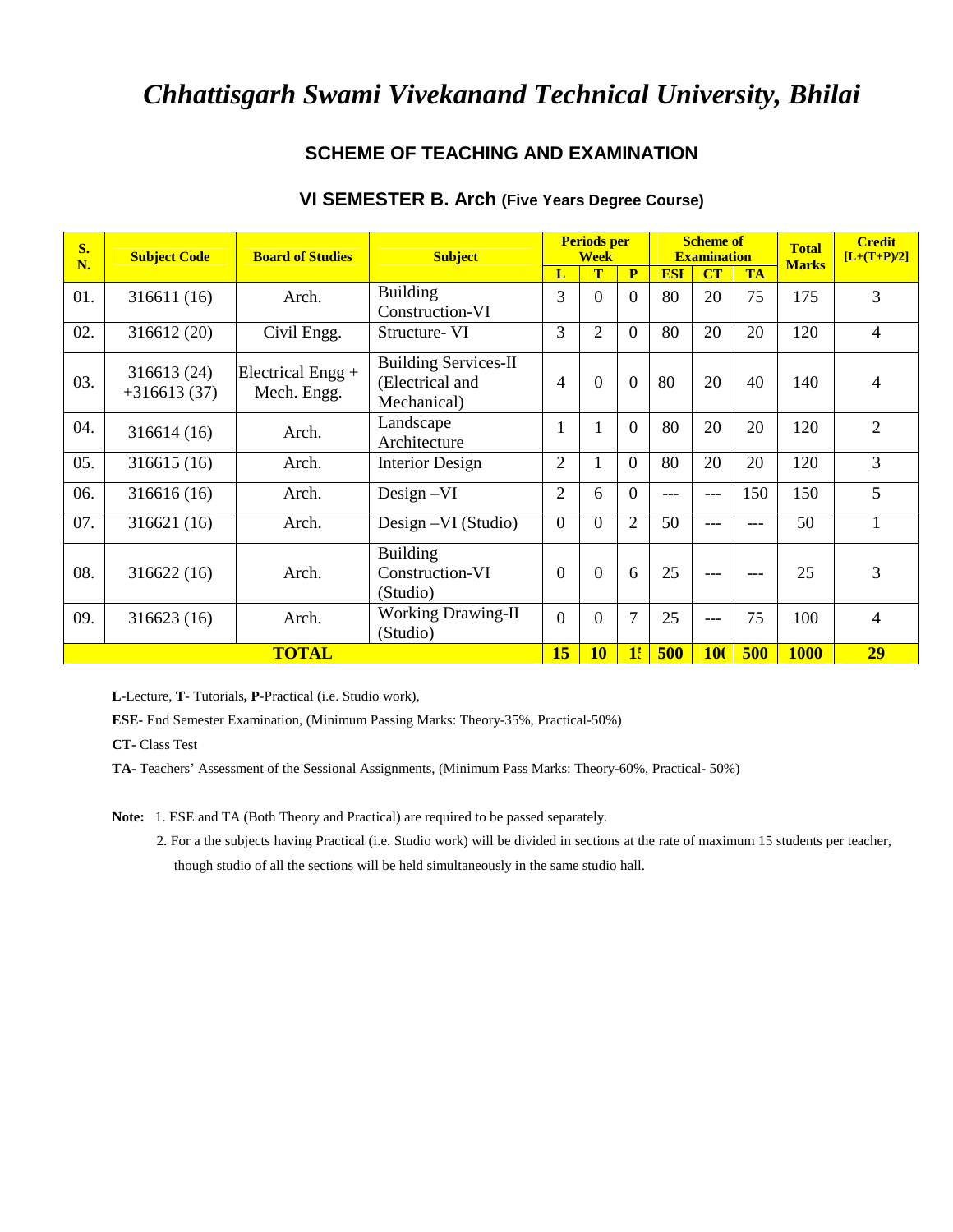# *Chhattisgarh Swami Vivekanand Technical University, Bhilai*

## SCHEME OF TEACHING AND EXAMINATION

### VI SEMESTER B. Arch (Five Years Degree Course)

| S. N. | Subject Code | Board of Studies | Subject | Periods per Week | | | Scheme of Examination | | | Total Marks | Credit [L+(T+P)/2] |
|---|---|---|---|---|---|---|---|---|---|---|---|
| | | | | L | T | P | ESE | CT | TA | | |
| 01. | 316611 (16) | Arch. | Building Construction-VI | 3 | 0 | 0 | 80 | 20 | 75 | 175 | 3 |
| 02. | 316612 (20) | Civil Engg. | Structure- VI | 3 | 2 | 0 | 80 | 20 | 20 | 120 | 4 |
| 03. | 316613 (24) +316613 (37) | Electrical Engg + Mech. Engg. | Building Services-II (Electrical and Mechanical) | 4 | 0 | 0 | 80 | 20 | 40 | 140 | 4 |
| 04. | 316614 (16) | Arch. | Landscape Architecture | 1 | 1 | 0 | 80 | 20 | 20 | 120 | 2 |
| 05. | 316615 (16) | Arch. | Interior Design | 2 | 1 | 0 | 80 | 20 | 20 | 120 | 3 |
| 06. | 316616 (16) | Arch. | Design –VI | 2 | 6 | 0 | --- | --- | 150 | 150 | 5 |
| 07. | 316621 (16) | Arch. | Design –VI (Studio) | 0 | 0 | 2 | 50 | --- | --- | 50 | 1 |
| 08. | 316622 (16) | Arch. | Building Construction-VI (Studio) | 0 | 0 | 6 | 25 | --- | --- | 25 | 3 |
| 09. | 316623 (16) | Arch. | Working Drawing-II (Studio) | 0 | 0 | 7 | 25 | --- | 75 | 100 | 4 |
| **TOTAL** | | | | **15** | **10** | **15** | **500** | **100** | **500** | **1000** | **29** |

**L**-Lecture, **T**- Tutorials**, P**-Practical (i.e. Studio work),

**ESE-** End Semester Examination, (Minimum Passing Marks: Theory-35%, Practical-50%)

**CT-** Class Test

**TA-** Teachers' Assessment of the Sessional Assignments, (Minimum Pass Marks: Theory-60%, Practical- 50%)

**Note:** 1. ESE and TA (Both Theory and Practical) are required to be passed separately.

2. For a the subjects having Practical (i.e. Studio work) will be divided in sections at the rate of maximum 15 students per teacher, though studio of all the sections will be held simultaneously in the same studio hall.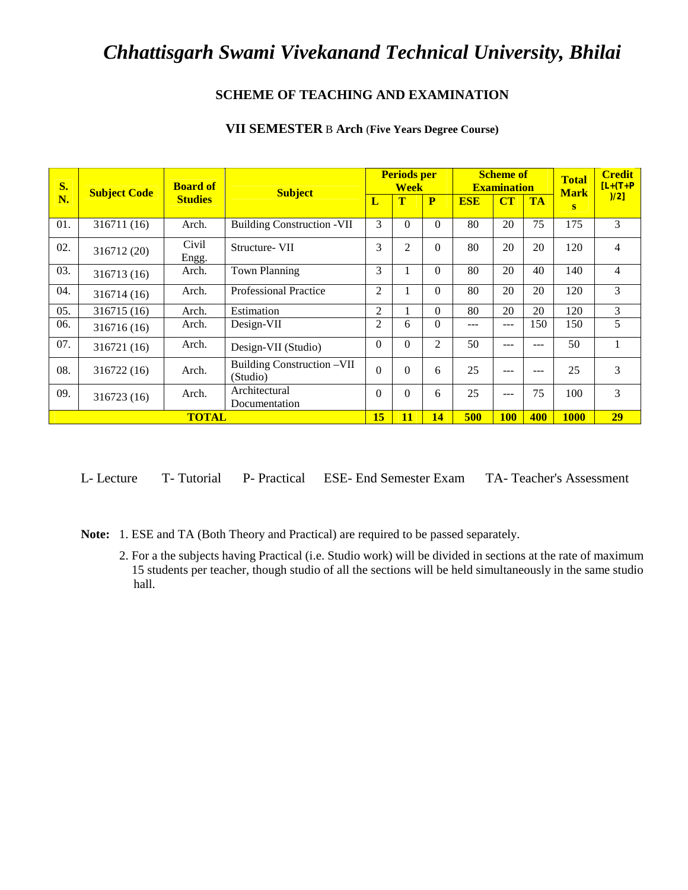# *Chhattisgarh Swami Vivekanand Technical University, Bhilai*

## SCHEME OF TEACHING AND EXAMINATION

### VII SEMESTER B Arch (Five Years Degree Course)

| S. N. | Subject Code | Board of Studies | Subject | Periods per Week | | | Scheme of Examination | | | Total Marks | Credit [L+(T+P)/2] |
|---|---|---|---|---|---|---|---|---|---|---|---|
| | | | | L | T | P | ESE | CT | TA | | |
| 01. | 316711 (16) | Arch. | Building Construction -VII | 3 | 0 | 0 | 80 | 20 | 75 | 175 | 3 |
| 02. | 316712 (20) | Civil Engg. | Structure- VII | 3 | 2 | 0 | 80 | 20 | 20 | 120 | 4 |
| 03. | 316713 (16) | Arch. | Town Planning | 3 | 1 | 0 | 80 | 20 | 40 | 140 | 4 |
| 04. | 316714 (16) | Arch. | Professional Practice | 2 | 1 | 0 | 80 | 20 | 20 | 120 | 3 |
| 05. | 316715 (16) | Arch. | Estimation | 2 | 1 | 0 | 80 | 20 | 20 | 120 | 3 |
| 06. | 316716 (16) | Arch. | Design-VII | 2 | 6 | 0 | --- | --- | 150 | 150 | 5 |
| 07. | 316721 (16) | Arch. | Design-VII (Studio) | 0 | 0 | 2 | 50 | --- | --- | 50 | 1 |
| 08. | 316722 (16) | Arch. | Building Construction –VII (Studio) | 0 | 0 | 6 | 25 | --- | --- | 25 | 3 |
| 09. | 316723 (16) | Arch. | Architectural Documentation | 0 | 0 | 6 | 25 | --- | 75 | 100 | 3 |
| **TOTAL** | | | | **15** | **11** | **14** | **500** | **100** | **400** | **1000** | **29** |

L- Lecture T- Tutorial P- Practical ESE- End Semester Exam TA- Teacher's Assessment

**Note:** 1. ESE and TA (Both Theory and Practical) are required to be passed separately.

2. For a the subjects having Practical (i.e. Studio work) will be divided in sections at the rate of maximum 15 students per teacher, though studio of all the sections will be held simultaneously in the same studio hall.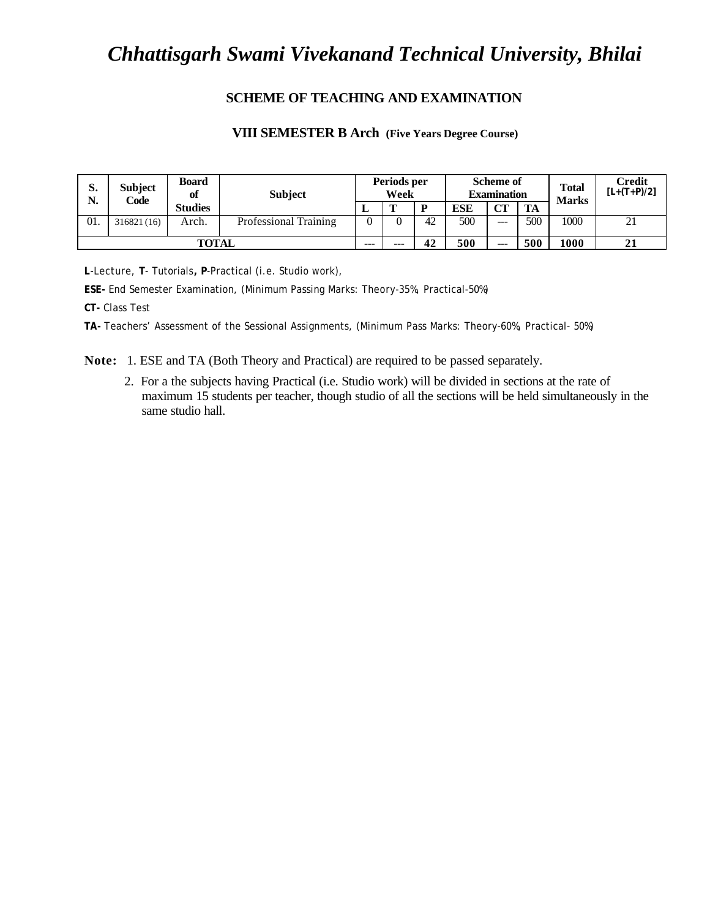# *Chhattisgarh Swami Vivekanand Technical University, Bhilai*

## SCHEME OF TEACHING AND EXAMINATION

### VIII SEMESTER B Arch (Five Years Degree Course)

| S. N. | Subject Code | Board of Studies | Subject | Periods per Week | | | Scheme of Examination | | | Total Marks | Credit [L+(T+P)/2] |
|---|---|---|---|---|---|---|---|---|---|---|---|
| | | | | L | T | P | ESE | CT | TA | | |
| 01. | 316821 (16) | Arch. | Professional Training | 0 | 0 | 42 | 500 | --- | 500 | 1000 | 21 |
| TOTAL | | | | --- | --- | 42 | 500 | --- | 500 | 1000 | 21 |

**L**-Lecture, **T**- Tutorials**, P**-Practical (i.e. Studio work),

**ESE-** End Semester Examination, (Minimum Passing Marks: Theory-35%, Practical-50%)

**CT-** Class Test

**TA-** Teachers' Assessment of the Sessional Assignments, (Minimum Pass Marks: Theory-60%, Practical- 50%)

**Note:** 1. ESE and TA (Both Theory and Practical) are required to be passed separately.

2. For a the subjects having Practical (i.e. Studio work) will be divided in sections at the rate of maximum 15 students per teacher, though studio of all the sections will be held simultaneously in the same studio hall.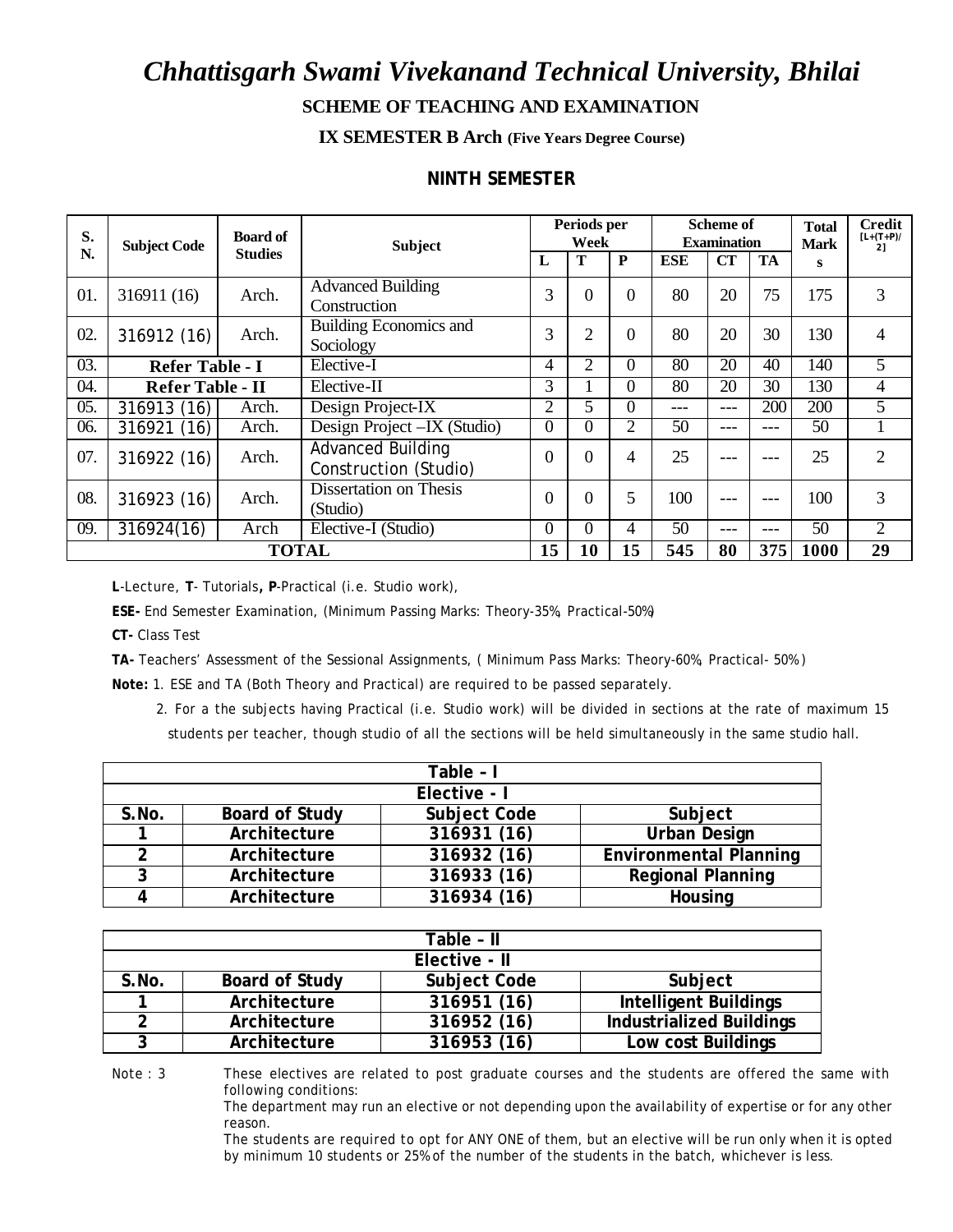# *Chhattisgarh Swami Vivekanand Technical University, Bhilai*

## SCHEME OF TEACHING AND EXAMINATION

### IX SEMESTER B Arch (Five Years Degree Course)

### NINTH SEMESTER

| S. N. | Subject Code | Board of Studies | Subject | Periods per Week | | | Scheme of Examination | | | Total Marks | Credit [L+(T+P)/2] |
|---|---|---|---|---|---|---|---|---|---|---|---|
| | | | | L | T | P | ESE | CT | TA | | |
| 01. | 316911 (16) | Arch. | Advanced Building Construction | 3 | 0 | 0 | 80 | 20 | 75 | 175 | 3 |
| 02. | 316912 (16) | Arch. | Building Economics and Sociology | 3 | 2 | 0 | 80 | 20 | 30 | 130 | 4 |
| 03. | Refer Table - I | | Elective-I | 4 | 2 | 0 | 80 | 20 | 40 | 140 | 5 |
| 04. | Refer Table - II | | Elective-II | 3 | 1 | 0 | 80 | 20 | 30 | 130 | 4 |
| 05. | 316913 (16) | Arch. | Design Project-IX | 2 | 5 | 0 | --- | --- | 200 | 200 | 5 |
| 06. | 316921 (16) | Arch. | Design Project –IX (Studio) | 0 | 0 | 2 | 50 | --- | --- | 50 | 1 |
| 07. | 316922 (16) | Arch. | Advanced Building Construction (Studio) | 0 | 0 | 4 | 25 | --- | --- | 25 | 2 |
| 08. | 316923 (16) | Arch. | Dissertation on Thesis (Studio) | 0 | 0 | 5 | 100 | --- | --- | 100 | 3 |
| 09. | 316924(16) | Arch | Elective-I (Studio) | 0 | 0 | 4 | 50 | --- | --- | 50 | 2 |
| | | | **TOTAL** | **15** | **10** | **15** | **545** | **80** | **375** | **1000** | **29** |

**L**-Lecture, **T**- Tutorials, **P**-Practical (i.e. Studio work),

**ESE-** End Semester Examination, (Minimum Passing Marks: Theory-35%, Practical-50%)

**CT-** Class Test

**TA-** Teachers' Assessment of the Sessional Assignments, ( Minimum Pass Marks: Theory-60%, Practical- 50%)

**Note:** 1. ESE and TA (Both Theory and Practical) are required to be passed separately.

2. For a the subjects having Practical (i.e. Studio work) will be divided in sections at the rate of maximum 15 students per teacher, though studio of all the sections will be held simultaneously in the same studio hall.

**Table – I**

**Elective - I**

| S.No. | Board of Study | Subject Code | Subject |
|---|---|---|---|
| 1 | Architecture | 316931 (16) | Urban Design |
| 2 | Architecture | 316932 (16) | Environmental Planning |
| 3 | Architecture | 316933 (16) | Regional Planning |
| 4 | Architecture | 316934 (16) | Housing |

**Table – II**

**Elective - II**

| S.No. | Board of Study | Subject Code | Subject |
|---|---|---|---|
| 1 | Architecture | 316951 (16) | Intelligent Buildings |
| 2 | Architecture | 316952 (16) | Industrialized Buildings |
| 3 | Architecture | 316953 (16) | Low cost Buildings |

Note : 3 These electives are related to post graduate courses and the students are offered the same with following conditions:

The department may run an elective or not depending upon the availability of expertise or for any other reason.

The students are required to opt for ANY ONE of them, but an elective will be run only when it is opted by minimum 10 students or 25% of the number of the students in the batch, whichever is less.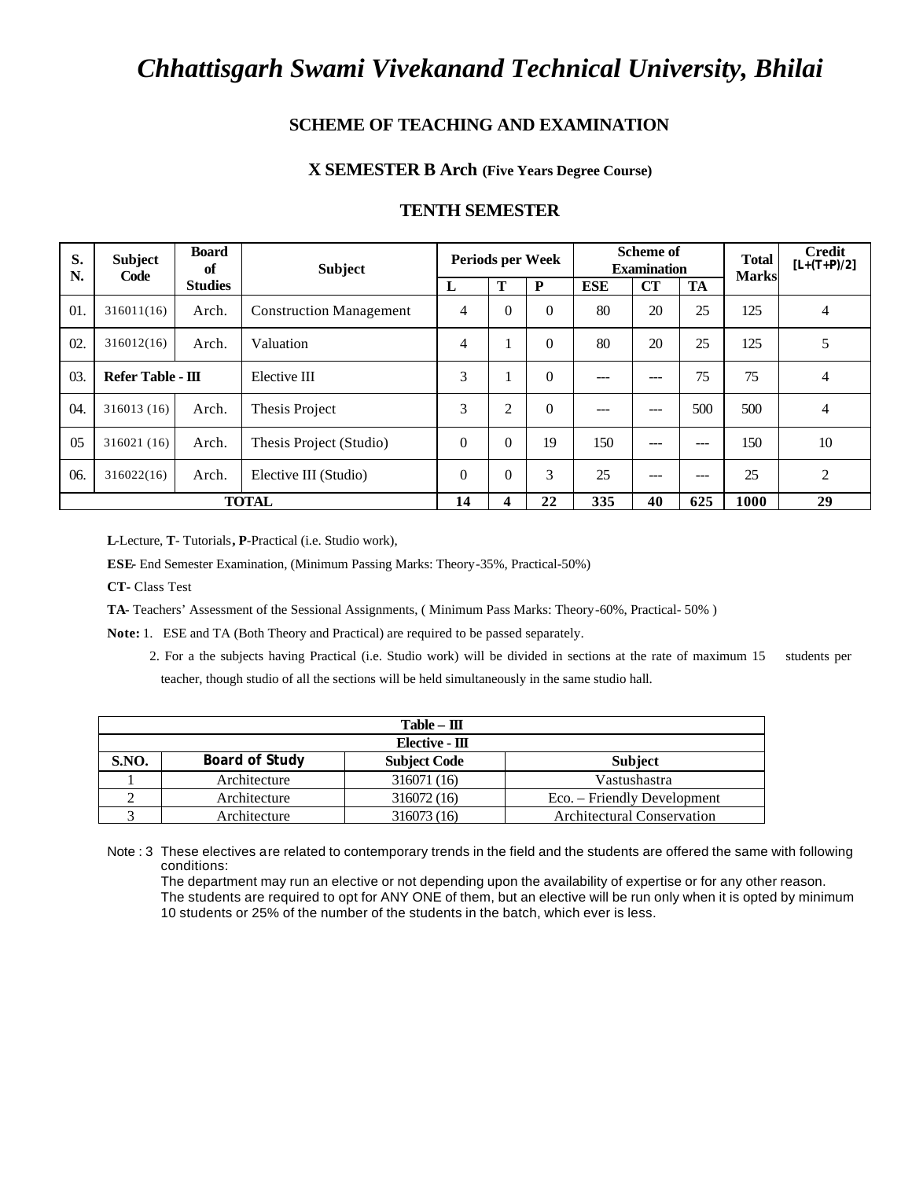# *Chhattisgarh Swami Vivekanand Technical University, Bhilai*

## SCHEME OF TEACHING AND EXAMINATION

### X SEMESTER B Arch (Five Years Degree Course)

### TENTH SEMESTER

| S. N. | Subject Code | Board of Studies | Subject | Periods per Week | | | Scheme of Examination | | | Total Marks | Credit [L+(T+P)/2] |
|---|---|---|---|---|---|---|---|---|---|---|---|
| | | | | L | T | P | ESE | CT | TA | | |
| 01. | 316011(16) | Arch. | Construction Management | 4 | 0 | 0 | 80 | 20 | 25 | 125 | 4 |
| 02. | 316012(16) | Arch. | Valuation | 4 | 1 | 0 | 80 | 20 | 25 | 125 | 5 |
| 03. | Refer Table - III | | Elective III | 3 | 1 | 0 | --- | --- | 75 | 75 | 4 |
| 04. | 316013 (16) | Arch. | Thesis Project | 3 | 2 | 0 | --- | --- | 500 | 500 | 4 |
| 05 | 316021 (16) | Arch. | Thesis Project (Studio) | 0 | 0 | 19 | 150 | --- | --- | 150 | 10 |
| 06. | 316022(16) | Arch. | Elective III (Studio) | 0 | 0 | 3 | 25 | --- | --- | 25 | 2 |
| **TOTAL** | | | | **14** | **4** | **22** | **335** | **40** | **625** | **1000** | **29** |

**L**-Lecture, **T**- Tutorials**, P**-Practical (i.e. Studio work),

**ESE**- End Semester Examination, (Minimum Passing Marks: Theory-35%, Practical-50%)

**CT**- Class Test

**TA**- Teachers' Assessment of the Sessional Assignments, ( Minimum Pass Marks: Theory-60%, Practical- 50% )

**Note:** 1. ESE and TA (Both Theory and Practical) are required to be passed separately.

2. For a the subjects having Practical (i.e. Studio work) will be divided in sections at the rate of maximum 15 students per teacher, though studio of all the sections will be held simultaneously in the same studio hall.

| Table – III | | | |
|---|---|---|---|
| **Elective - III** | | | |
| **S.NO.** | **Board of Study** | **Subject Code** | **Subject** |
| 1 | Architecture | 316071 (16) | Vastushastra |
| 2 | Architecture | 316072 (16) | Eco. – Friendly Development |
| 3 | Architecture | 316073 (16) | Architectural Conservation |

Note : 3 These electives are related to contemporary trends in the field and the students are offered the same with following conditions:
The department may run an elective or not depending upon the availability of expertise or for any other reason.
The students are required to opt for ANY ONE of them, but an elective will be run only when it is opted by minimum 10 students or 25% of the number of the students in the batch, which ever is less.